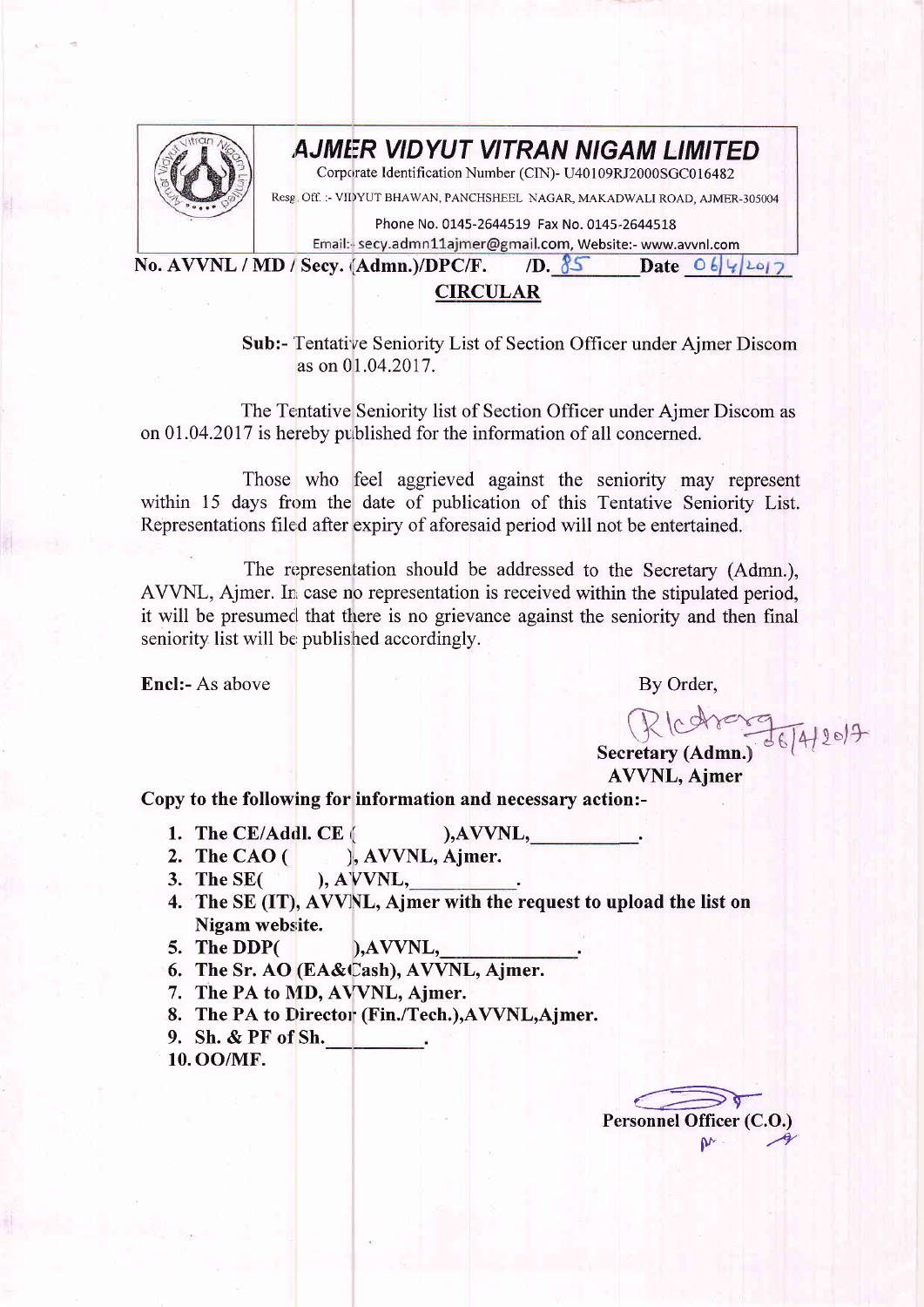# AJMER VIDYUT VITRAN NIGAM LIMITED

Corporate Identification Number (CIN)- U40109RJ2000SGC016482

Resg. Off. :- VIDYUT BHAWAN, PANCHSHEEL NAGAR, MAKADWALI ROAD, AJMER-305004

Phone No. 0145-2644519 Fax No. 0145-2644518

Email:- secy.admn11ajmer@gmail.com, Website:- www.avvnl.com

**No. AVVNL / MD / Secy. (Admn.)/DPC/F. /D. 85 Date 06/4/2017**

## CIRCULAR

**Sub:-** Tentative Seniority List of Section Officer under Ajmer Discom as on 01.04.2017.

The Tentative Seniority list of Section Officer under Ajmer Discom as on 01.04.2017 is hereby published for the information of all concerned.

Those who feel aggrieved against the seniority may represent within 15 days from the date of publication of this Tentative Seniority List. Representations filed after expiry of aforesaid period will not be entertained.

The representation should be addressed to the Secretary (Admn.), AVVNL, Ajmer. In case no representation is received within the stipulated period, it will be presumed that there is no grievance against the seniority and then final seniority list will be published accordingly.

**Encl:-** As above

By Order,

06/4/2017

**Secretary (Admn.)**
**AVVNL, Ajmer**

**Copy to the following for information and necessary action:-**

1. **The CE/Addl. CE ( ),AVVNL, \_\_\_\_\_\_\_\_\_\_.**
2. **The CAO ( ), AVVNL, Ajmer.**
3. **The SE( ), AVVNL, \_\_\_\_\_\_\_\_\_\_.**
4. **The SE (IT), AVVNL, Ajmer with the request to upload the list on Nigam website.**
5. **The DDP( ),AVVNL, \_\_\_\_\_\_\_\_\_\_\_\_.**
6. **The Sr. AO (EA&Cash), AVVNL, Ajmer.**
7. **The PA to MD, AVVNL, Ajmer.**
8. **The PA to Director (Fin./Tech.),AVVNL,Ajmer.**
9. **Sh. & PF of Sh.\_\_\_\_\_\_\_\_\_\_.**
10. **OO/MF.**

**Personnel Officer (C.O.)**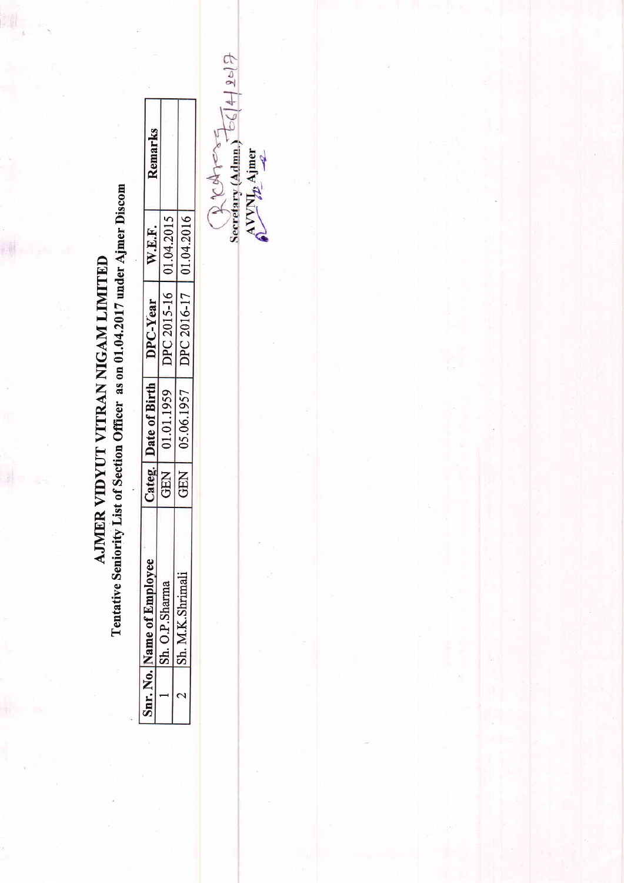# AJMER VIDYUT VITRAN NIGAM LIMITED

## Tentative Seniority List of Section Officer as on 01.04.2017 under Ajmer Discom

| Snr. No. | Name of Employee | Categ. | Date of Birth | DPC-Year | W.E.F. | Remarks |
|---|---|---|---|---|---|---|
| 1 | Sh. O.P.Sharma | GEN | 01.01.1959 | DPC 2015-16 | 01.04.2015 | |
| 2 | Sh. M.K.Shrimali | GEN | 05.06.1957 | DPC 2016-17 | 01.04.2016 | |

6/4/2017

Secretary (Admn.)
AVVNL, Ajmer